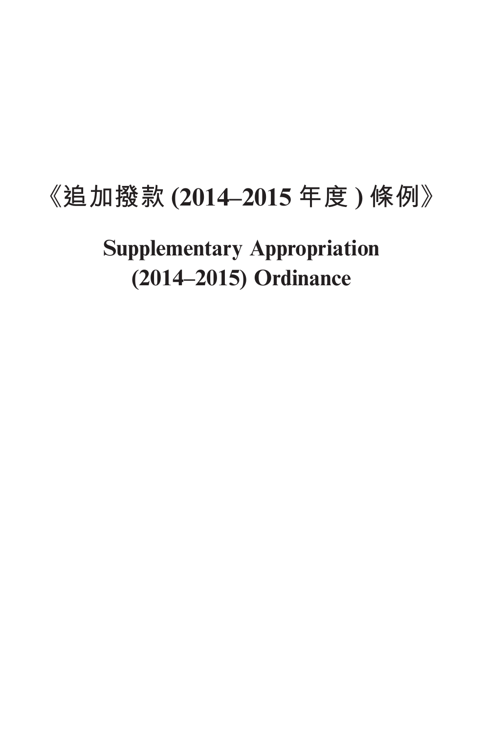# 《追加撥款 (2014–2015 年度 ) 條例》

# Supplementary Appropriation (2014–2015) Ordinance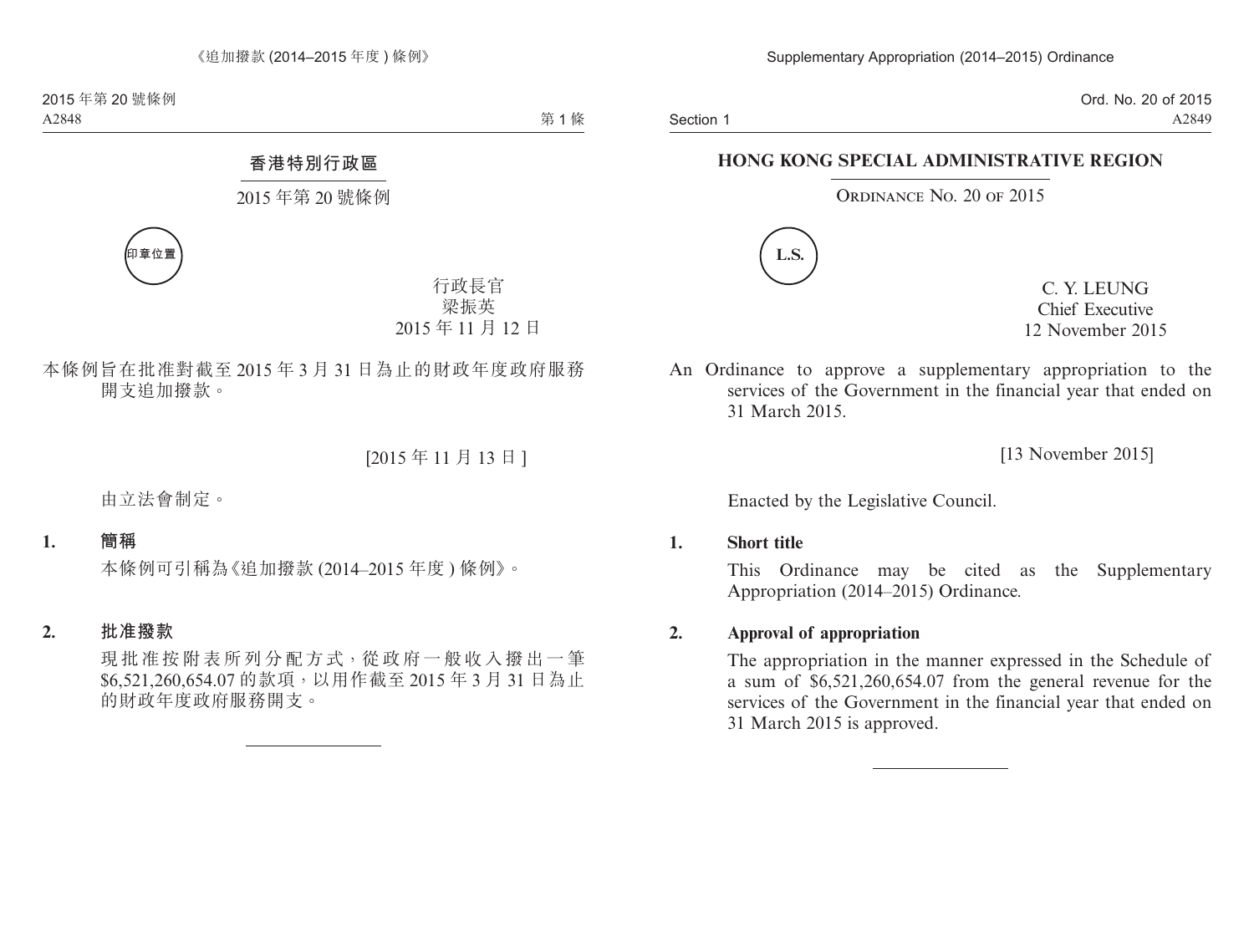# 香港特別行政區

## 2015 年第 20 號條例

印章位置

行政長官
梁振英
2015 年 11 月 12 日

本條例旨在批准對截至 2015 年 3 月 31 日為止的財政年度政府服務開支追加撥款。

[2015 年 11 月 13 日]

由立法會制定。

**1. 簡稱**

本條例可引稱為《追加撥款 (2014–2015 年度 ) 條例》。

**2. 批准撥款**

現批准按附表所列分配方式，從政府一般收入撥出一筆 $6,521,260,654.07 的款項，以用作截至 2015 年 3 月 31 日為止的財政年度政府服務開支。

---

# HONG KONG SPECIAL ADMINISTRATIVE REGION

## ORDINANCE NO. 20 OF 2015

L.S.

C. Y. LEUNG
Chief Executive
12 November 2015

An Ordinance to approve a supplementary appropriation to the services of the Government in the financial year that ended on 31 March 2015.

[13 November 2015]

Enacted by the Legislative Council.

**1. Short title**

This Ordinance may be cited as the Supplementary Appropriation (2014–2015) Ordinance.

**2. Approval of appropriation**

The appropriation in the manner expressed in the Schedule of a sum of $6,521,260,654.07 from the general revenue for the services of the Government in the financial year that ended on 31 March 2015 is approved.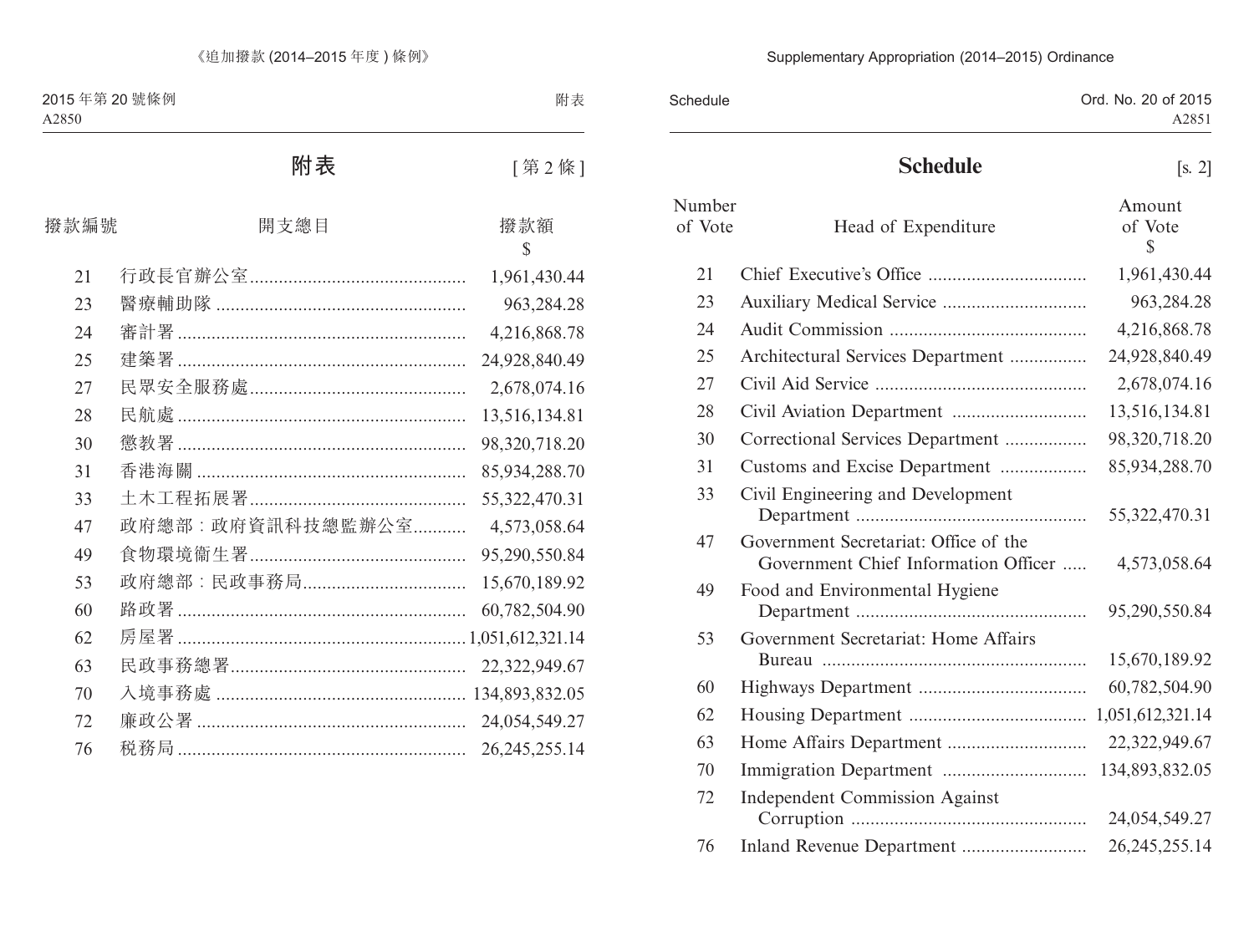# 附表

[第 2 條]

| 撥款編號 | 開支總目 | 撥款額 $ |
|---|---|---|
| 21 | 行政長官辦公室 | 1,961,430.44 |
| 23 | 醫療輔助隊 | 963,284.28 |
| 24 | 審計署 | 4,216,868.78 |
| 25 | 建築署 | 24,928,840.49 |
| 27 | 民眾安全服務處 | 2,678,074.16 |
| 28 | 民航處 | 13,516,134.81 |
| 30 | 懲教署 | 98,320,718.20 |
| 31 | 香港海關 | 85,934,288.70 |
| 33 | 土木工程拓展署 | 55,322,470.31 |
| 47 | 政府總部：政府資訊科技總監辦公室 | 4,573,058.64 |
| 49 | 食物環境衞生署 | 95,290,550.84 |
| 53 | 政府總部：民政事務局 | 15,670,189.92 |
| 60 | 路政署 | 60,782,504.90 |
| 62 | 房屋署 | 1,051,612,321.14 |
| 63 | 民政事務總署 | 22,322,949.67 |
| 70 | 入境事務處 | 134,893,832.05 |
| 72 | 廉政公署 | 24,054,549.27 |
| 76 | 稅務局 | 26,245,255.14 |

# Schedule

[s. 2]

| Number of Vote | Head of Expenditure | Amount of Vote $ |
|---|---|---|
| 21 | Chief Executive's Office | 1,961,430.44 |
| 23 | Auxiliary Medical Service | 963,284.28 |
| 24 | Audit Commission | 4,216,868.78 |
| 25 | Architectural Services Department | 24,928,840.49 |
| 27 | Civil Aid Service | 2,678,074.16 |
| 28 | Civil Aviation Department | 13,516,134.81 |
| 30 | Correctional Services Department | 98,320,718.20 |
| 31 | Customs and Excise Department | 85,934,288.70 |
| 33 | Civil Engineering and Development Department | 55,322,470.31 |
| 47 | Government Secretariat: Office of the Government Chief Information Officer | 4,573,058.64 |
| 49 | Food and Environmental Hygiene Department | 95,290,550.84 |
| 53 | Government Secretariat: Home Affairs Bureau | 15,670,189.92 |
| 60 | Highways Department | 60,782,504.90 |
| 62 | Housing Department | 1,051,612,321.14 |
| 63 | Home Affairs Department | 22,322,949.67 |
| 70 | Immigration Department | 134,893,832.05 |
| 72 | Independent Commission Against Corruption | 24,054,549.27 |
| 76 | Inland Revenue Department | 26,245,255.14 |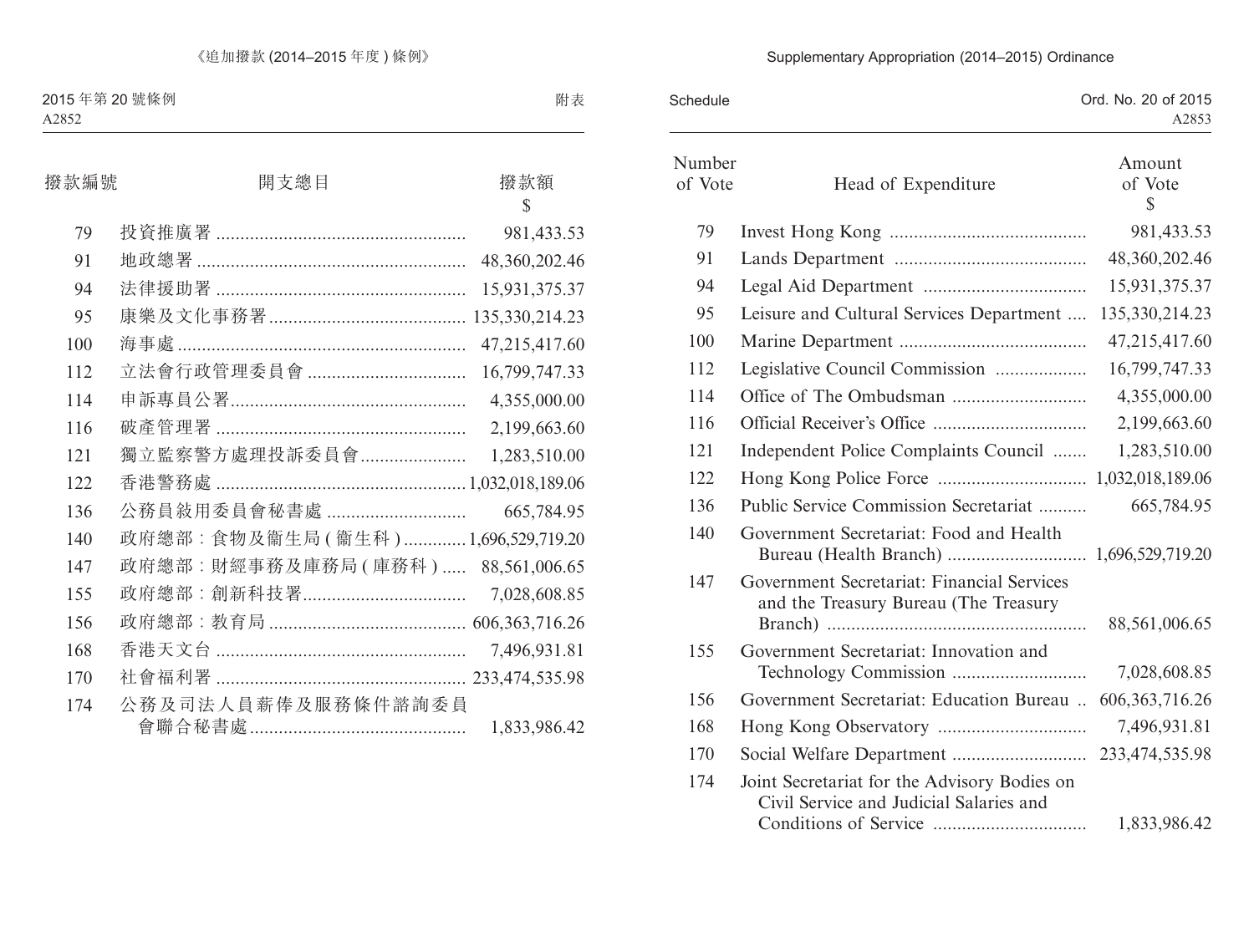| 撥款編號 | 開支總目 | 撥款額 $ |
|---|---|---|
| 79 | 投資推廣署 | 981,433.53 |
| 91 | 地政總署 | 48,360,202.46 |
| 94 | 法律援助署 | 15,931,375.37 |
| 95 | 康樂及文化事務署 | 135,330,214.23 |
| 100 | 海事處 | 47,215,417.60 |
| 112 | 立法會行政管理委員會 | 16,799,747.33 |
| 114 | 申訴專員公署 | 4,355,000.00 |
| 116 | 破產管理署 | 2,199,663.60 |
| 121 | 獨立監察警方處理投訴委員會 | 1,283,510.00 |
| 122 | 香港警務處 | 1,032,018,189.06 |
| 136 | 公務員敍用委員會秘書處 | 665,784.95 |
| 140 | 政府總部：食物及衞生局 (衞生科) | 1,696,529,719.20 |
| 147 | 政府總部：財經事務及庫務局 (庫務科) | 88,561,006.65 |
| 155 | 政府總部：創新科技署 | 7,028,608.85 |
| 156 | 政府總部：教育局 | 606,363,716.26 |
| 168 | 香港天文台 | 7,496,931.81 |
| 170 | 社會福利署 | 233,474,535.98 |
| 174 | 公務及司法人員薪俸及服務條件諮詢委員會聯合秘書處 | 1,833,986.42 |

| Number of Vote | Head of Expenditure | Amount of Vote $ |
|---|---|---|
| 79 | Invest Hong Kong | 981,433.53 |
| 91 | Lands Department | 48,360,202.46 |
| 94 | Legal Aid Department | 15,931,375.37 |
| 95 | Leisure and Cultural Services Department | 135,330,214.23 |
| 100 | Marine Department | 47,215,417.60 |
| 112 | Legislative Council Commission | 16,799,747.33 |
| 114 | Office of The Ombudsman | 4,355,000.00 |
| 116 | Official Receiver's Office | 2,199,663.60 |
| 121 | Independent Police Complaints Council | 1,283,510.00 |
| 122 | Hong Kong Police Force | 1,032,018,189.06 |
| 136 | Public Service Commission Secretariat | 665,784.95 |
| 140 | Government Secretariat: Food and Health Bureau (Health Branch) | 1,696,529,719.20 |
| 147 | Government Secretariat: Financial Services and the Treasury Bureau (The Treasury Branch) | 88,561,006.65 |
| 155 | Government Secretariat: Innovation and Technology Commission | 7,028,608.85 |
| 156 | Government Secretariat: Education Bureau | 606,363,716.26 |
| 168 | Hong Kong Observatory | 7,496,931.81 |
| 170 | Social Welfare Department | 233,474,535.98 |
| 174 | Joint Secretariat for the Advisory Bodies on Civil Service and Judicial Salaries and Conditions of Service | 1,833,986.42 |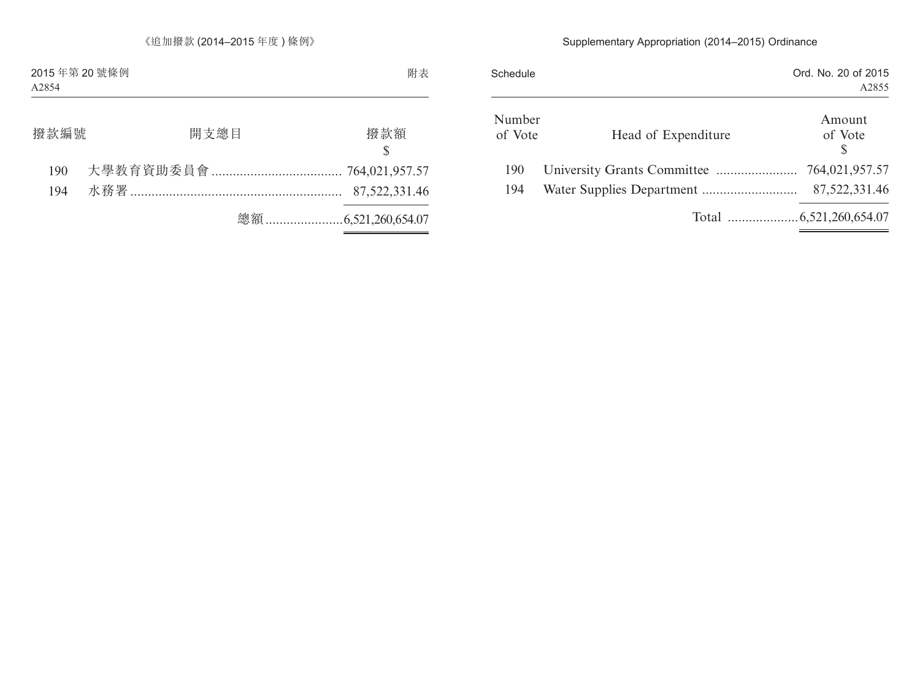| 撥款編號 | 開支總目 | 撥款額 $ |
|---|---|---|
| 190 | 大學教育資助委員會 | 764,021,957.57 |
| 194 | 水務署 | 87,522,331.46 |
| | 總額 | 6,521,260,654.07 |

| Number of Vote | Head of Expenditure | Amount of Vote $ |
|---|---|---|
| 190 | University Grants Committee | 764,021,957.57 |
| 194 | Water Supplies Department | 87,522,331.46 |
| | Total | 6,521,260,654.07 |